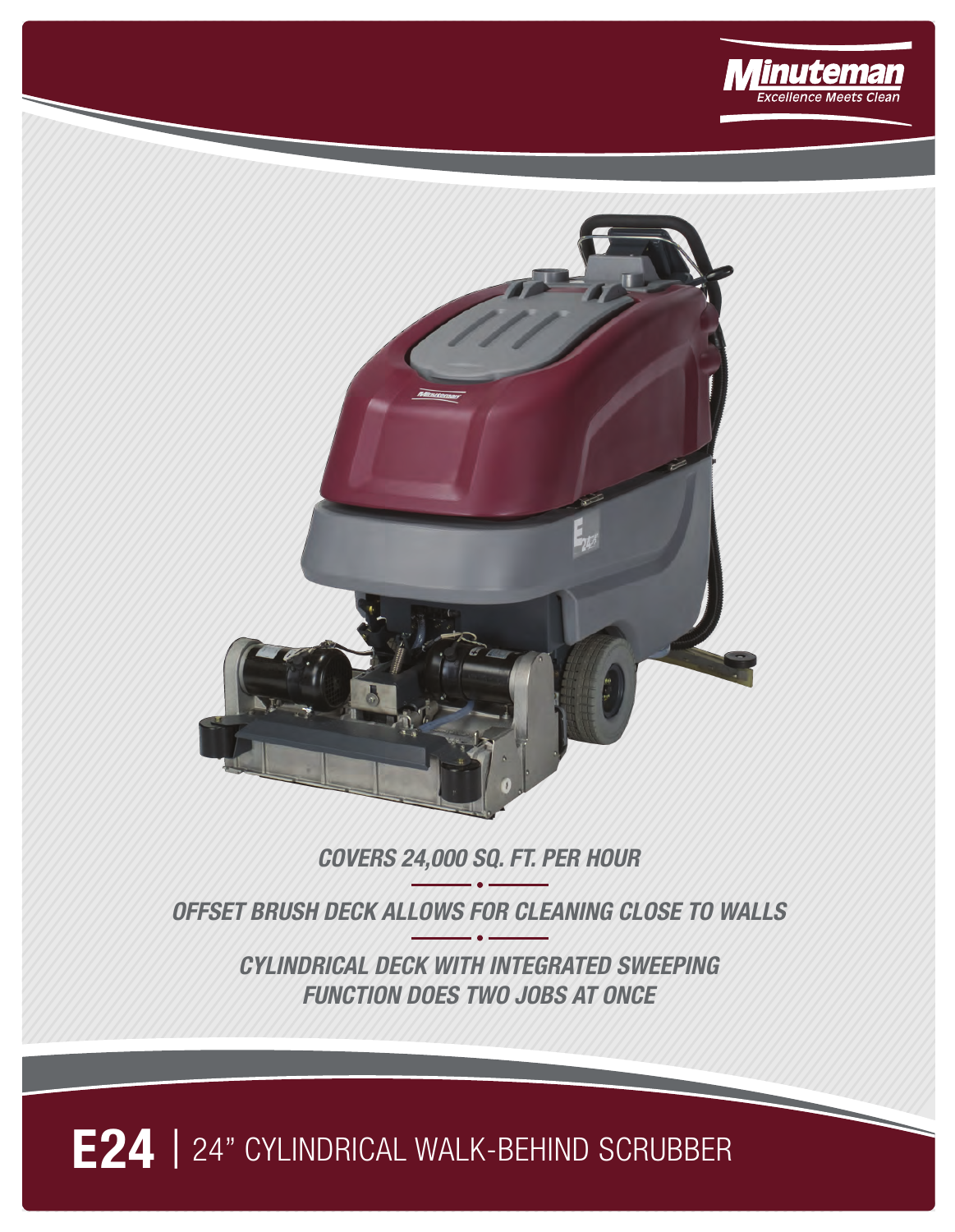Minuteman
Excellence Meets Clean

***COVERS 24,000 SQ. FT. PER HOUR***

***OFFSET BRUSH DECK ALLOWS FOR CLEANING CLOSE TO WALLS***

***CYLINDRICAL DECK WITH INTEGRATED SWEEPING FUNCTION DOES TWO JOBS AT ONCE***

# E24 | 24" CYLINDRICAL WALK-BEHIND SCRUBBER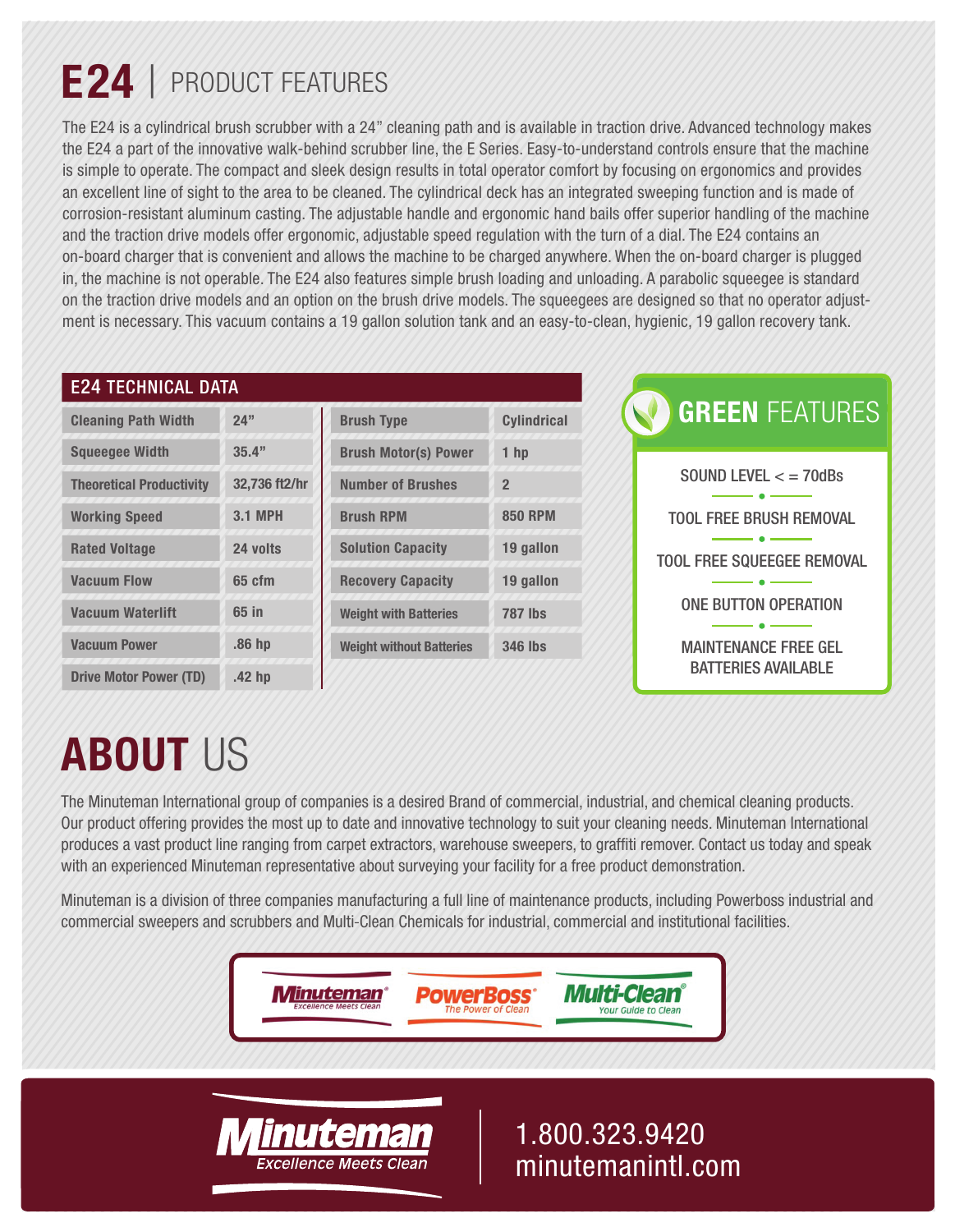# E24 | PRODUCT FEATURES

The E24 is a cylindrical brush scrubber with a 24" cleaning path and is available in traction drive. Advanced technology makes the E24 a part of the innovative walk-behind scrubber line, the E Series. Easy-to-understand controls ensure that the machine is simple to operate. The compact and sleek design results in total operator comfort by focusing on ergonomics and provides an excellent line of sight to the area to be cleaned. The cylindrical deck has an integrated sweeping function and is made of corrosion-resistant aluminum casting. The adjustable handle and ergonomic hand bails offer superior handling of the machine and the traction drive models offer ergonomic, adjustable speed regulation with the turn of a dial. The E24 contains an on-board charger that is convenient and allows the machine to be charged anywhere. When the on-board charger is plugged in, the machine is not operable. The E24 also features simple brush loading and unloading. A parabolic squeegee is standard on the traction drive models and an option on the brush drive models. The squeegees are designed so that no operator adjustment is necessary. This vacuum contains a 19 gallon solution tank and an easy-to-clean, hygienic, 19 gallon recovery tank.

## E24 TECHNICAL DATA

| | | | |
|---|---|---|---|
| Cleaning Path Width | 24" | Brush Type | Cylindrical |
| Squeegee Width | 35.4" | Brush Motor(s) Power | 1 hp |
| Theoretical Productivity | 32,736 ft2/hr | Number of Brushes | 2 |
| Working Speed | 3.1 MPH | Brush RPM | 850 RPM |
| Rated Voltage | 24 volts | Solution Capacity | 19 gallon |
| Vacuum Flow | 65 cfm | Recovery Capacity | 19 gallon |
| Vacuum Waterlift | 65 in | Weight with Batteries | 787 lbs |
| Vacuum Power | .86 hp | Weight without Batteries | 346 lbs |
| Drive Motor Power (TD) | .42 hp | | |

## GREEN FEATURES

- SOUND LEVEL < = 70dBs
- TOOL FREE BRUSH REMOVAL
- TOOL FREE SQUEEGEE REMOVAL
- ONE BUTTON OPERATION
- MAINTENANCE FREE GEL BATTERIES AVAILABLE

# ABOUT US

The Minuteman International group of companies is a desired Brand of commercial, industrial, and chemical cleaning products. Our product offering provides the most up to date and innovative technology to suit your cleaning needs. Minuteman International produces a vast product line ranging from carpet extractors, warehouse sweepers, to graffiti remover. Contact us today and speak with an experienced Minuteman representative about surveying your facility for a free product demonstration.

Minuteman is a division of three companies manufacturing a full line of maintenance products, including Powerboss industrial and commercial sweepers and scrubbers and Multi-Clean Chemicals for industrial, commercial and institutional facilities.

Minuteman® Excellence Meets Clean | PowerBoss® The Power of Clean | Multi-Clean® Your Guide to Clean

Minuteman Excellence Meets Clean

1.800.323.9420
minutemanintl.com